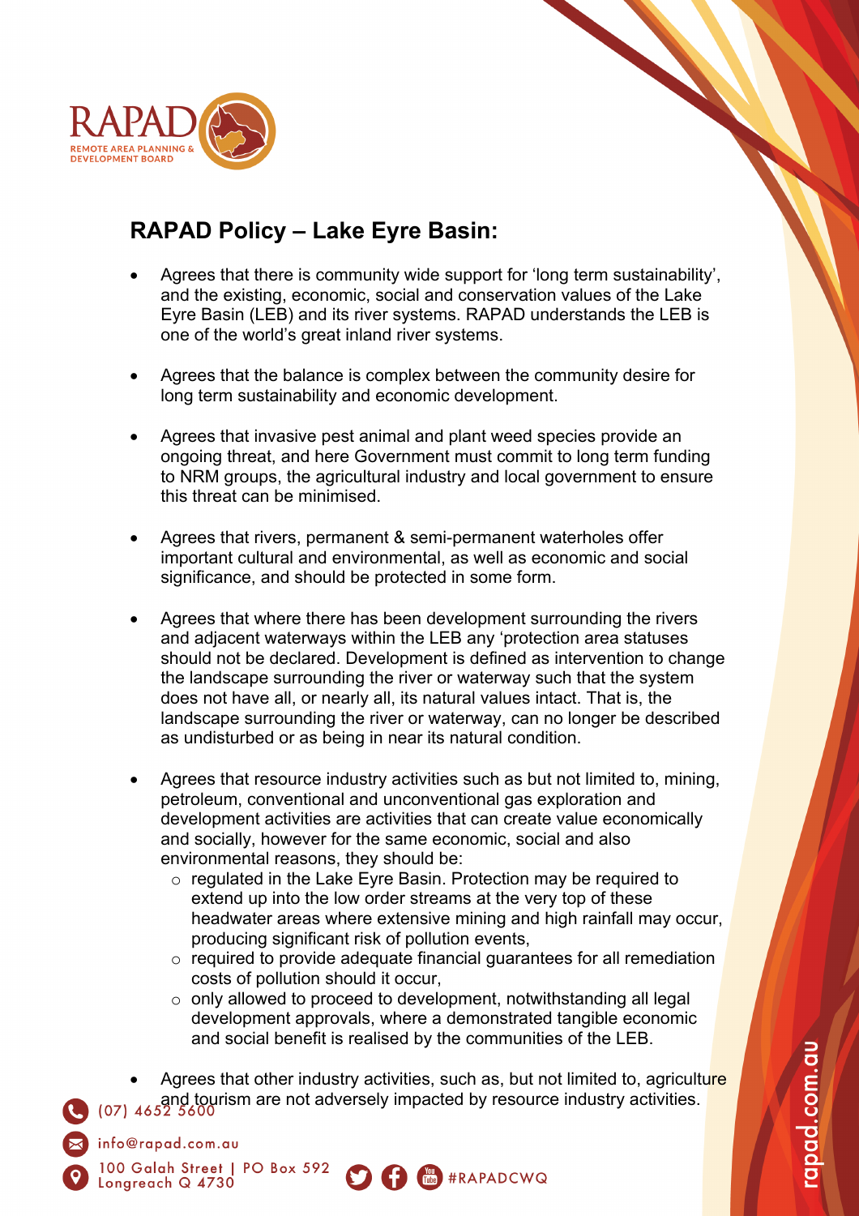# RAPAD Policy – Lake Eyre Basin:

- Agrees that there is community wide support for 'long term sustainability', and the existing, economic, social and conservation values of the Lake Eyre Basin (LEB) and its river systems. RAPAD understands the LEB is one of the world's great inland river systems.

- Agrees that the balance is complex between the community desire for long term sustainability and economic development.

- Agrees that invasive pest animal and plant weed species provide an ongoing threat, and here Government must commit to long term funding to NRM groups, the agricultural industry and local government to ensure this threat can be minimised.

- Agrees that rivers, permanent & semi-permanent waterholes offer important cultural and environmental, as well as economic and social significance, and should be protected in some form.

- Agrees that where there has been development surrounding the rivers and adjacent waterways within the LEB any 'protection area statuses should not be declared. Development is defined as intervention to change the landscape surrounding the river or waterway such that the system does not have all, or nearly all, its natural values intact. That is, the landscape surrounding the river or waterway, can no longer be described as undisturbed or as being in near its natural condition.

- Agrees that resource industry activities such as but not limited to, mining, petroleum, conventional and unconventional gas exploration and development activities are activities that can create value economically and socially, however for the same economic, social and also environmental reasons, they should be:
  - regulated in the Lake Eyre Basin. Protection may be required to extend up into the low order streams at the very top of these headwater areas where extensive mining and high rainfall may occur, producing significant risk of pollution events,
  - required to provide adequate financial guarantees for all remediation costs of pollution should it occur,
  - only allowed to proceed to development, notwithstanding all legal development approvals, where a demonstrated tangible economic and social benefit is realised by the communities of the LEB.

- Agrees that other industry activities, such as, but not limited to, agriculture and tourism are not adversely impacted by resource industry activities.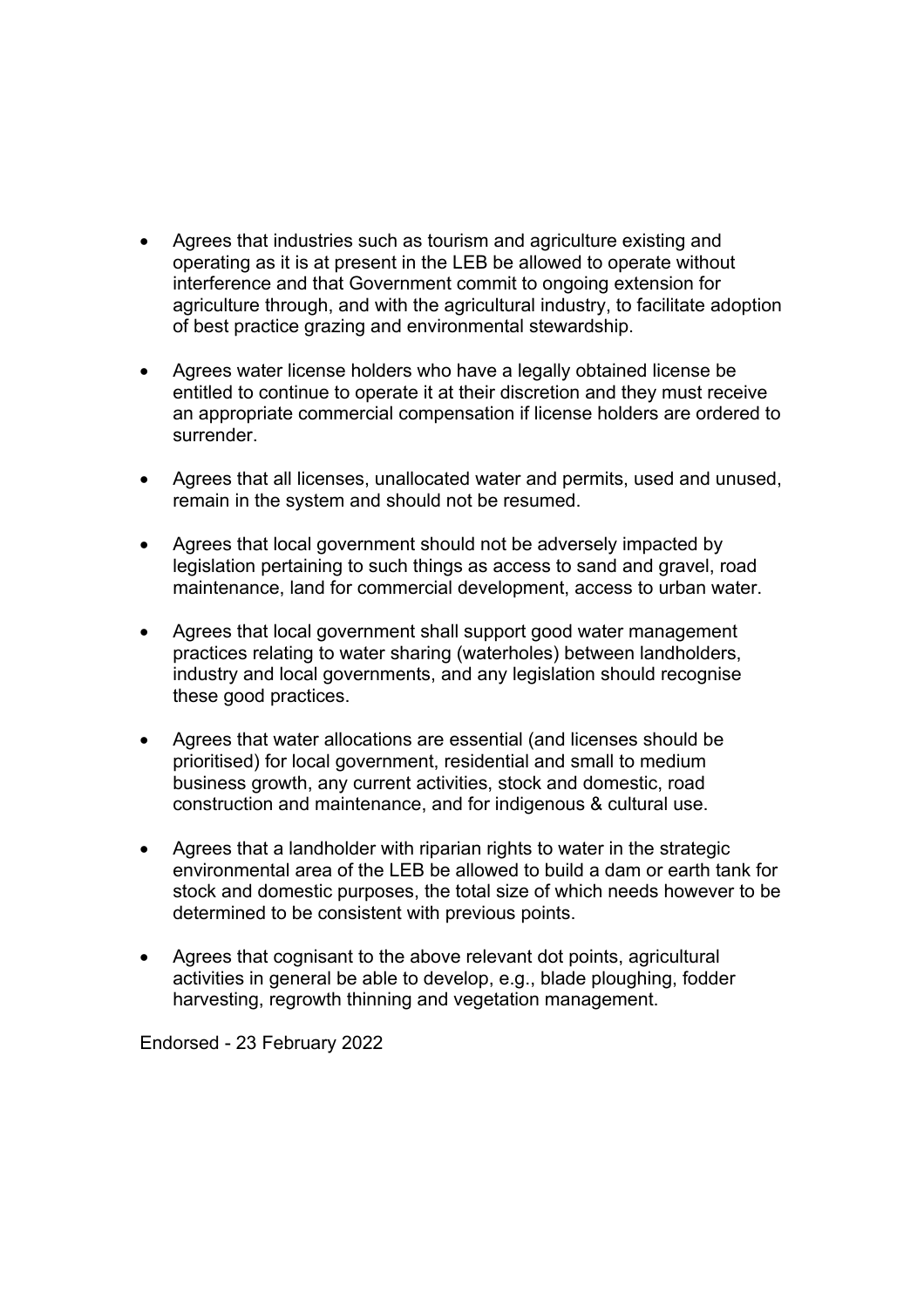- Agrees that industries such as tourism and agriculture existing and operating as it is at present in the LEB be allowed to operate without interference and that Government commit to ongoing extension for agriculture through, and with the agricultural industry, to facilitate adoption of best practice grazing and environmental stewardship.

- Agrees water license holders who have a legally obtained license be entitled to continue to operate it at their discretion and they must receive an appropriate commercial compensation if license holders are ordered to surrender.

- Agrees that all licenses, unallocated water and permits, used and unused, remain in the system and should not be resumed.

- Agrees that local government should not be adversely impacted by legislation pertaining to such things as access to sand and gravel, road maintenance, land for commercial development, access to urban water.

- Agrees that local government shall support good water management practices relating to water sharing (waterholes) between landholders, industry and local governments, and any legislation should recognise these good practices.

- Agrees that water allocations are essential (and licenses should be prioritised) for local government, residential and small to medium business growth, any current activities, stock and domestic, road construction and maintenance, and for indigenous & cultural use.

- Agrees that a landholder with riparian rights to water in the strategic environmental area of the LEB be allowed to build a dam or earth tank for stock and domestic purposes, the total size of which needs however to be determined to be consistent with previous points.

- Agrees that cognisant to the above relevant dot points, agricultural activities in general be able to develop, e.g., blade ploughing, fodder harvesting, regrowth thinning and vegetation management.

Endorsed - 23 February 2022